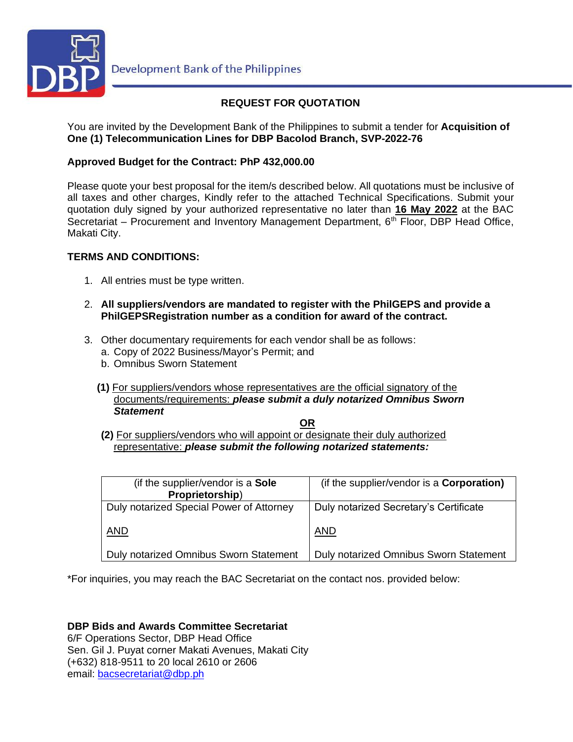Development Bank of the Philippines

## REQUEST FOR QUOTATION

You are invited by the Development Bank of the Philippines to submit a tender for **Acquisition of One (1) Telecommunication Lines for DBP Bacolod Branch, SVP-2022-76**

**Approved Budget for the Contract: PhP 432,000.00**

Please quote your best proposal for the item/s described below. All quotations must be inclusive of all taxes and other charges, Kindly refer to the attached Technical Specifications. Submit your quotation duly signed by your authorized representative no later than **16 May 2022** at the BAC Secretariat – Procurement and Inventory Management Department, 6th Floor, DBP Head Office, Makati City.

**TERMS AND CONDITIONS:**

1. All entries must be type written.

2. **All suppliers/vendors are mandated to register with the PhilGEPS and provide a PhilGEPSRegistration number as a condition for award of the contract.**

3. Other documentary requirements for each vendor shall be as follows:
   a. Copy of 2022 Business/Mayor's Permit; and
   b. Omnibus Sworn Statement

   **(1)** For suppliers/vendors whose representatives are the official signatory of the documents/requirements: ***please submit a duly notarized Omnibus Sworn Statement***

   **OR**

   **(2)** For suppliers/vendors who will appoint or designate their duly authorized representative: ***please submit the following notarized statements:***

| (if the supplier/vendor is a **Sole Proprietorship**) | (if the supplier/vendor is a **Corporation)** |
|---|---|
| Duly notarized Special Power of Attorney<br><br>AND<br><br>Duly notarized Omnibus Sworn Statement | Duly notarized Secretary's Certificate<br><br>AND<br><br>Duly notarized Omnibus Sworn Statement |

*For inquiries, you may reach the BAC Secretariat on the contact nos. provided below:

**DBP Bids and Awards Committee Secretariat**
6/F Operations Sector, DBP Head Office
Sen. Gil J. Puyat corner Makati Avenues, Makati City
(+632) 818-9511 to 20 local 2610 or 2606
email: bacsecretariat@dbp.ph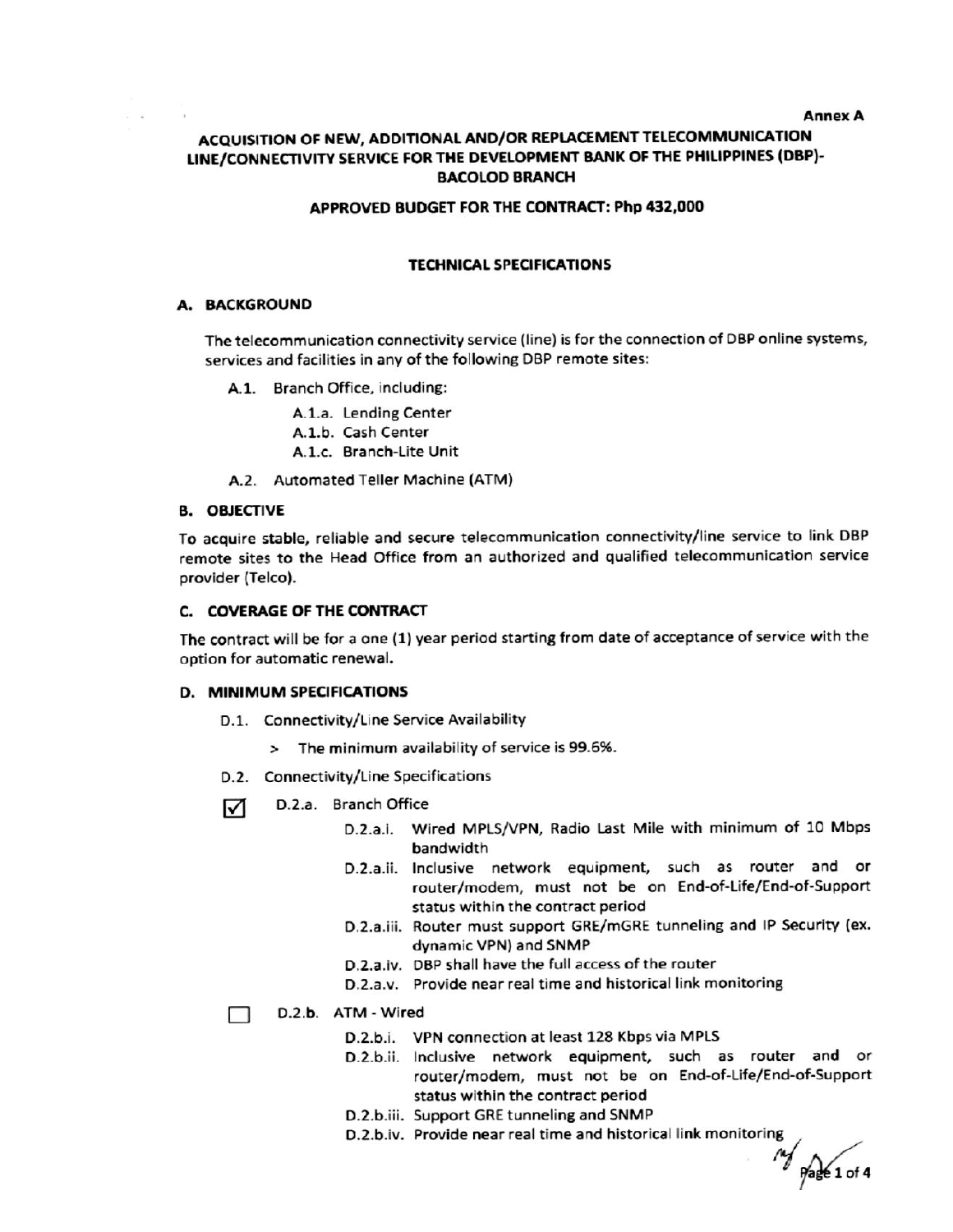**Annex A**

# ACQUISITION OF NEW, ADDITIONAL AND/OR REPLACEMENT TELECOMMUNICATION LINE/CONNECTIVITY SERVICE FOR THE DEVELOPMENT BANK OF THE PHILIPPINES (DBP)-BACOLOD BRANCH

**APPROVED BUDGET FOR THE CONTRACT: Php 432,000**

## TECHNICAL SPECIFICATIONS

### A. BACKGROUND

The telecommunication connectivity service (line) is for the connection of DBP online systems, services and facilities in any of the following DBP remote sites:

- A.1. Branch Office, including:
  - A.1.a. Lending Center
  - A.1.b. Cash Center
  - A.1.c. Branch-Lite Unit
- A.2. Automated Teller Machine (ATM)

### B. OBJECTIVE

To acquire stable, reliable and secure telecommunication connectivity/line service to link DBP remote sites to the Head Office from an authorized and qualified telecommunication service provider (Telco).

### C. COVERAGE OF THE CONTRACT

The contract will be for a one (1) year period starting from date of acceptance of service with the option for automatic renewal.

### D. MINIMUM SPECIFICATIONS

- D.1. Connectivity/Line Service Availability
  - > The minimum availability of service is 99.6%.
- D.2. Connectivity/Line Specifications

☑ D.2.a. Branch Office

- D.2.a.i. Wired MPLS/VPN, Radio Last Mile with minimum of 10 Mbps bandwidth
- D.2.a.ii. Inclusive network equipment, such as router and or router/modem, must not be on End-of-Life/End-of-Support status within the contract period
- D.2.a.iii. Router must support GRE/mGRE tunneling and IP Security (ex. dynamic VPN) and SNMP
- D.2.a.iv. DBP shall have the full access of the router
- D.2.a.v. Provide near real time and historical link monitoring

☐ D.2.b. ATM - Wired

- D.2.b.i. VPN connection at least 128 Kbps via MPLS
- D.2.b.ii. Inclusive network equipment, such as router and or router/modem, must not be on End-of-Life/End-of-Support status within the contract period
- D.2.b.iii. Support GRE tunneling and SNMP
- D.2.b.iv. Provide near real time and historical link monitoring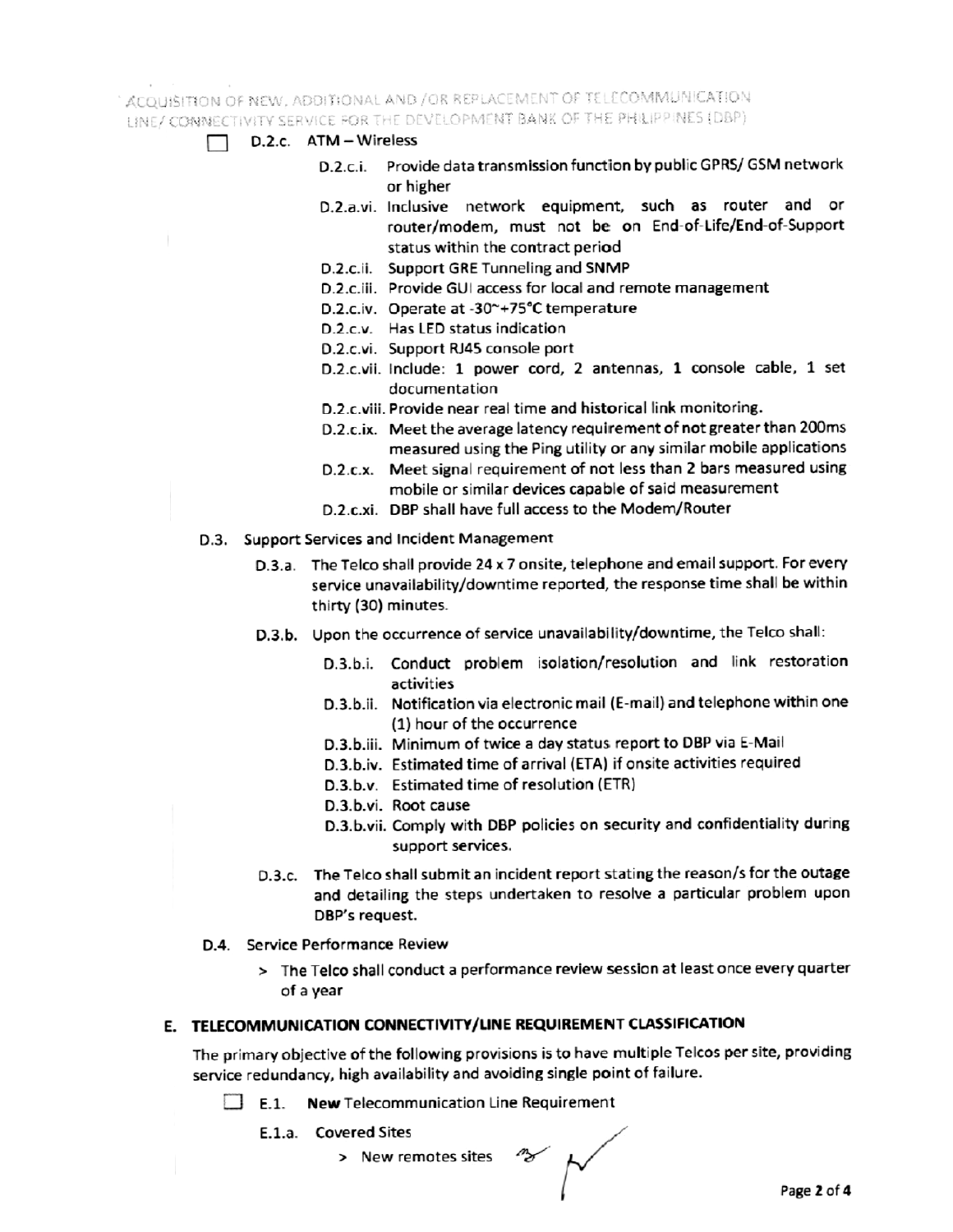- [ ] D.2.c. ATM – Wireless
    - D.2.c.i. Provide data transmission function by public GPRS/ GSM network or higher
    - D.2.a.vi. Inclusive network equipment, such as router and or router/modem, must not be on End-of-Life/End-of-Support status within the contract period
    - D.2.c.ii. Support GRE Tunneling and SNMP
    - D.2.c.iii. Provide GUI access for local and remote management
    - D.2.c.iv. Operate at -30~+75°C temperature
    - D.2.c.v. Has LED status indication
    - D.2.c.vi. Support RJ45 console port
    - D.2.c.vii. Include: 1 power cord, 2 antennas, 1 console cable, 1 set documentation
    - D.2.c.viii. Provide near real time and historical link monitoring.
    - D.2.c.ix. Meet the average latency requirement of not greater than 200ms measured using the Ping utility or any similar mobile applications
    - D.2.c.x. Meet signal requirement of not less than 2 bars measured using mobile or similar devices capable of said measurement
    - D.2.c.xi. DBP shall have full access to the Modem/Router

D.3. Support Services and Incident Management

- D.3.a. The Telco shall provide 24 x 7 onsite, telephone and email support. For every service unavailability/downtime reported, the response time shall be within thirty (30) minutes.
- D.3.b. Upon the occurrence of service unavailability/downtime, the Telco shall:
    - D.3.b.i. Conduct problem isolation/resolution and link restoration activities
    - D.3.b.ii. Notification via electronic mail (E-mail) and telephone within one (1) hour of the occurrence
    - D.3.b.iii. Minimum of twice a day status report to DBP via E-Mail
    - D.3.b.iv. Estimated time of arrival (ETA) if onsite activities required
    - D.3.b.v. Estimated time of resolution (ETR)
    - D.3.b.vi. Root cause
    - D.3.b.vii. Comply with DBP policies on security and confidentiality during support services.
- D.3.c. The Telco shall submit an incident report stating the reason/s for the outage and detailing the steps undertaken to resolve a particular problem upon DBP's request.

D.4. Service Performance Review

> The Telco shall conduct a performance review session at least once every quarter of a year

## E. TELECOMMUNICATION CONNECTIVITY/LINE REQUIREMENT CLASSIFICATION

The primary objective of the following provisions is to have multiple Telcos per site, providing service redundancy, high availability and avoiding single point of failure.

- [ ] E.1. **New** Telecommunication Line Requirement
    - E.1.a. Covered Sites
        > New remotes sites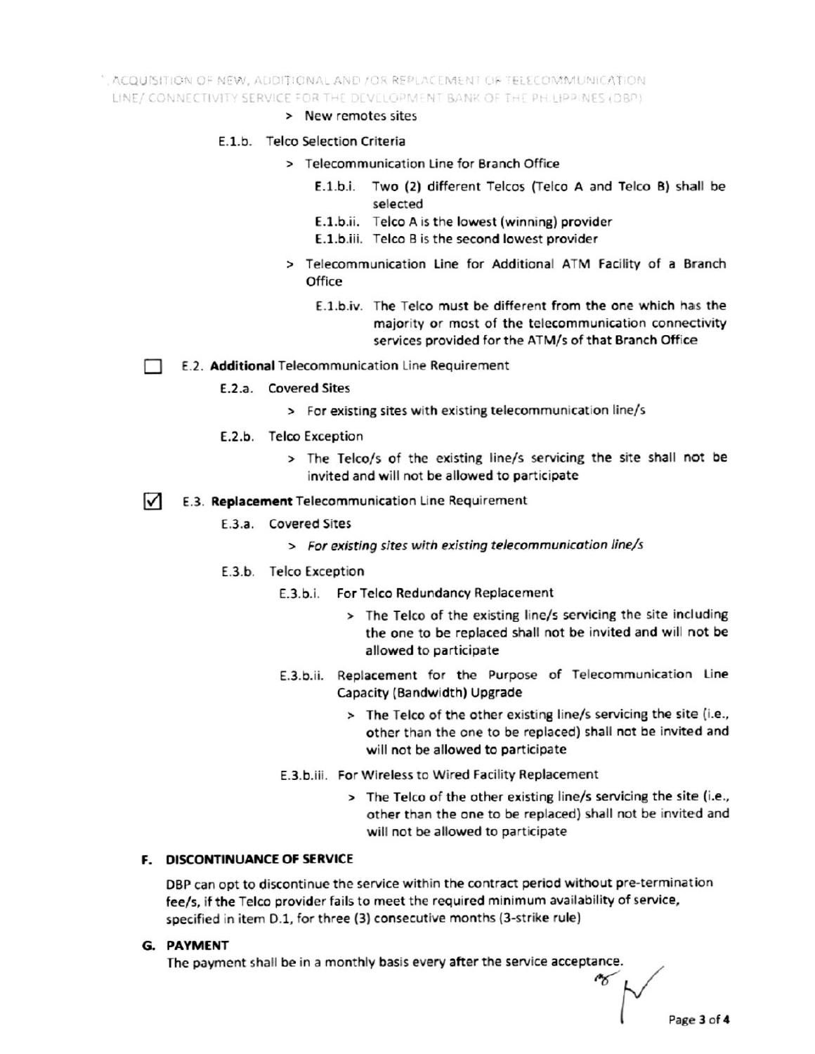> New remotes sites

E.1.b. Telco Selection Criteria

> Telecommunication Line for Branch Office

E.1.b.i. Two (2) different Telcos (Telco A and Telco B) shall be selected

E.1.b.ii. Telco A is the lowest (winning) provider

E.1.b.iii. Telco B is the second lowest provider

> Telecommunication Line for Additional ATM Facility of a Branch Office

E.1.b.iv. The Telco must be different from the one which has the majority or most of the telecommunication connectivity services provided for the ATM/s of that Branch Office

☐ E.2. **Additional** Telecommunication Line Requirement

E.2.a. Covered Sites

> For existing sites with existing telecommunication line/s

E.2.b. Telco Exception

> The Telco/s of the existing line/s servicing the site shall not be invited and will not be allowed to participate

☑ E.3. **Replacement** Telecommunication Line Requirement

E.3.a. Covered Sites

> *For existing sites with existing telecommunication line/s*

E.3.b. Telco Exception

E.3.b.i. For Telco Redundancy Replacement

> The Telco of the existing line/s servicing the site including the one to be replaced shall not be invited and will not be allowed to participate

E.3.b.ii. Replacement for the Purpose of Telecommunication Line Capacity (Bandwidth) Upgrade

> The Telco of the other existing line/s servicing the site (i.e., other than the one to be replaced) shall not be invited and will not be allowed to participate

E.3.b.iii. For Wireless to Wired Facility Replacement

> The Telco of the other existing line/s servicing the site (i.e., other than the one to be replaced) shall not be invited and will not be allowed to participate

## F. DISCONTINUANCE OF SERVICE

DBP can opt to discontinue the service within the contract period without pre-termination fee/s, if the Telco provider fails to meet the required minimum availability of service, specified in item D.1, for three (3) consecutive months (3-strike rule)

## G. PAYMENT

The payment shall be in a monthly basis every after the service acceptance.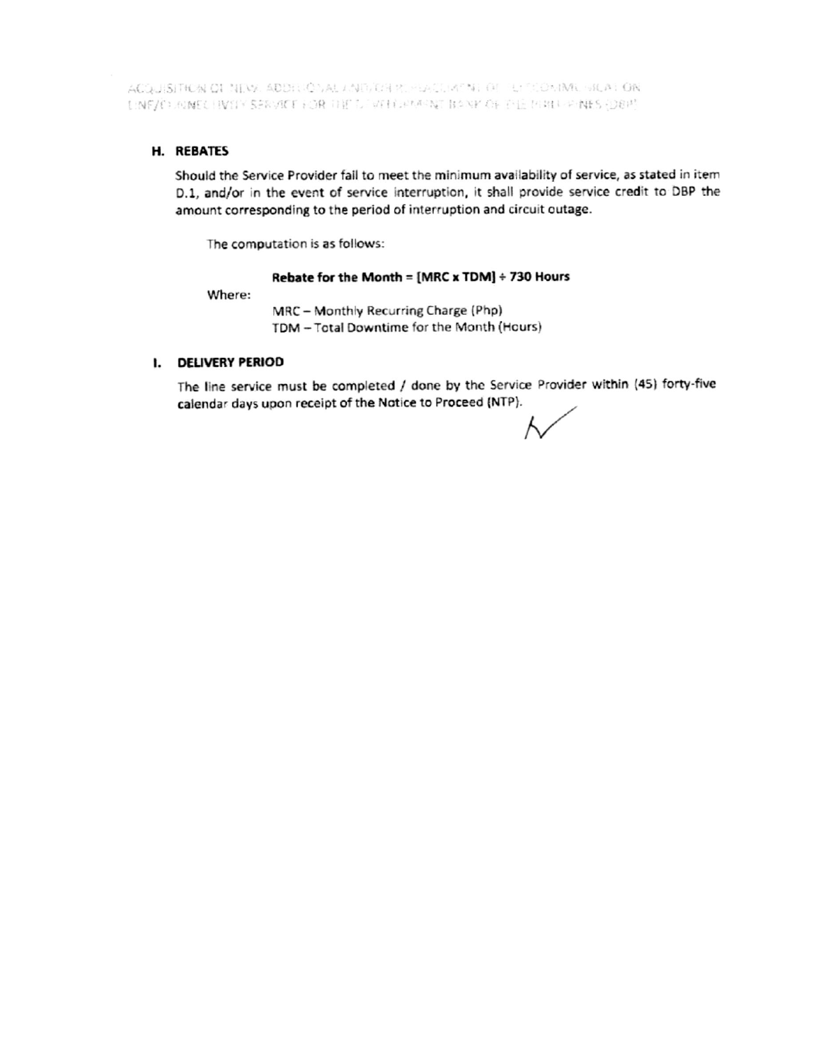## H. REBATES

Should the Service Provider fail to meet the minimum availability of service, as stated in item D.1, and/or in the event of service interruption, it shall provide service credit to DBP the amount corresponding to the period of interruption and circuit outage.

The computation is as follows:

**Rebate for the Month = [MRC x TDM] ÷ 730 Hours**

Where:

MRC – Monthly Recurring Charge (Php)
TDM – Total Downtime for the Month (Hours)

## I. DELIVERY PERIOD

The line service must be completed / done by the Service Provider within (45) forty-five calendar days upon receipt of the Notice to Proceed (NTP).